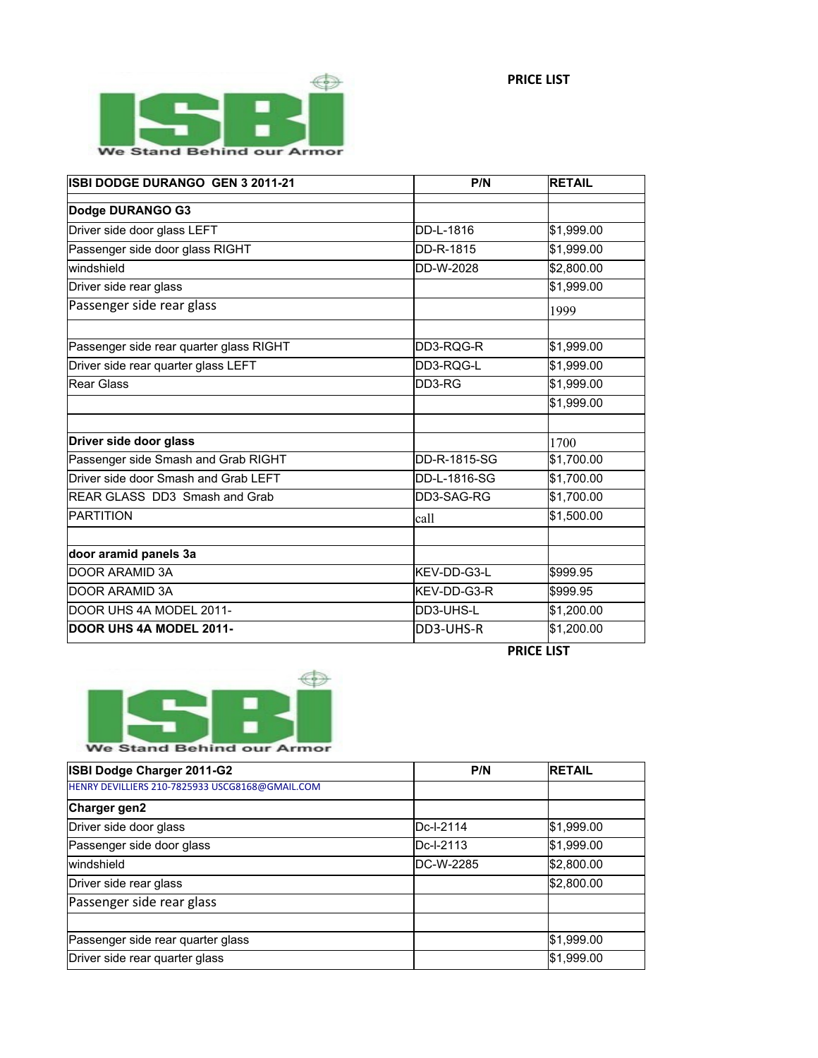**PRICE LIST**

ISBI

We Stand Behind our Armor

| ISBI DODGE DURANGO GEN 3 2011-21 | P/N | RETAIL |
|---|---|---|
| | | |
| **Dodge DURANGO G3** | | |
| Driver side door glass LEFT | DD-L-1816 | $1,999.00 |
| Passenger side door glass RIGHT | DD-R-1815 | $1,999.00 |
| windshield | DD-W-2028 | $2,800.00 |
| Driver side rear glass | | $1,999.00 |
| Passenger side rear glass | | 1999 |
| | | |
| Passenger side rear quarter glass RIGHT | DD3-RQG-R | $1,999.00 |
| Driver side rear quarter glass LEFT | DD3-RQG-L | $1,999.00 |
| Rear Glass | DD3-RG | $1,999.00 |
| | | $1,999.00 |
| | | |
| **Driver side door glass** | | 1700 |
| Passenger side Smash and Grab RIGHT | DD-R-1815-SG | $1,700.00 |
| Driver side door Smash and Grab LEFT | DD-L-1816-SG | $1,700.00 |
| REAR GLASS DD3 Smash and Grab | DD3-SAG-RG | $1,700.00 |
| PARTITION | call | $1,500.00 |
| | | |
| **door aramid panels 3a** | | |
| DOOR ARAMID 3A | KEV-DD-G3-L | $999.95 |
| DOOR ARAMID 3A | KEV-DD-G3-R | $999.95 |
| DOOR UHS 4A MODEL 2011- | DD3-UHS-L | $1,200.00 |
| **DOOR UHS 4A MODEL 2011-** | DD3-UHS-R | $1,200.00 |

**PRICE LIST**

ISBI

We Stand Behind our Armor

| ISBI Dodge Charger 2011-G2 | P/N | RETAIL |
|---|---|---|
| HENRY DEVILLIERS 210-7825933 USCG8168@GMAIL.COM | | |
| **Charger gen2** | | |
| Driver side door glass | Dc-l-2114 | $1,999.00 |
| Passenger side door glass | Dc-l-2113 | $1,999.00 |
| windshield | DC-W-2285 | $2,800.00 |
| Driver side rear glass | | $2,800.00 |
| Passenger side rear glass | | |
| | | |
| Passenger side rear quarter glass | | $1,999.00 |
| Driver side rear quarter glass | | $1,999.00 |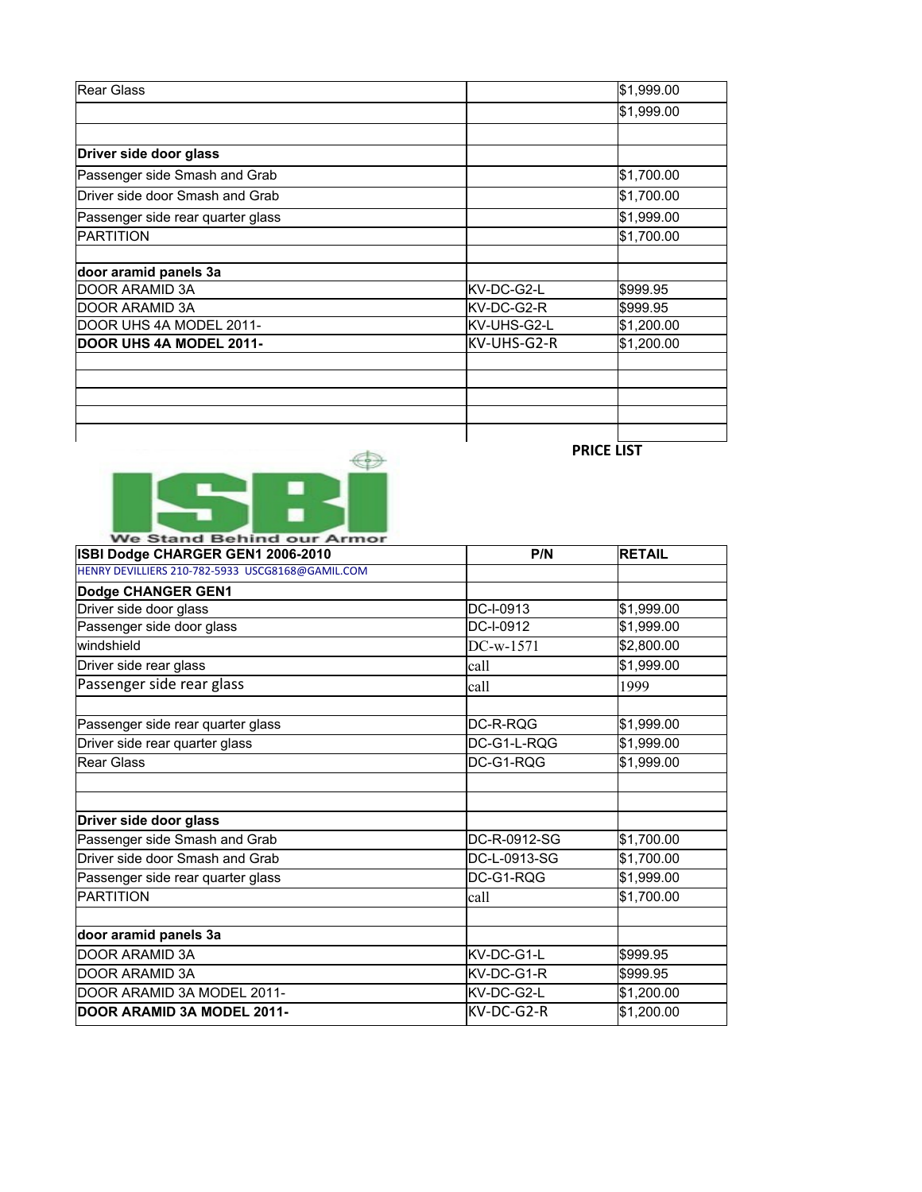| | | |
|---|---|---|
| Rear Glass | | $1,999.00 |
| | | $1,999.00 |
| | | |
| **Driver side door glass** | | |
| Passenger side Smash and Grab | | $1,700.00 |
| Driver side door Smash and Grab | | $1,700.00 |
| Passenger side rear quarter glass | | $1,999.00 |
| PARTITION | | $1,700.00 |
| | | |
| **door aramid panels 3a** | | |
| DOOR ARAMID 3A | KV-DC-G2-L | $999.95 |
| DOOR ARAMID 3A | KV-DC-G2-R | $999.95 |
| DOOR UHS 4A MODEL 2011- | KV-UHS-G2-L | $1,200.00 |
| **DOOR UHS 4A MODEL 2011-** | KV-UHS-G2-R | $1,200.00 |
| | | |
| | | |
| | | |
| | | |
| | | |

**PRICE LIST**

ISBI

We Stand Behind our Armor

| ISBI Dodge CHARGER GEN1 2006-2010 | P/N | RETAIL |
|---|---|---|
| HENRY DEVILLIERS 210-782-5933 USCG8168@GAMIL.COM | | |
| **Dodge CHANGER GEN1** | | |
| Driver side door glass | DC-I-0913 | $1,999.00 |
| Passenger side door glass | DC-I-0912 | $1,999.00 |
| windshield | DC-w-1571 | $2,800.00 |
| Driver side rear glass | call | $1,999.00 |
| Passenger side rear glass | call | 1999 |
| | | |
| Passenger side rear quarter glass | DC-R-RQG | $1,999.00 |
| Driver side rear quarter glass | DC-G1-L-RQG | $1,999.00 |
| Rear Glass | DC-G1-RQG | $1,999.00 |
| | | |
| | | |
| **Driver side door glass** | | |
| Passenger side Smash and Grab | DC-R-0912-SG | $1,700.00 |
| Driver side door Smash and Grab | DC-L-0913-SG | $1,700.00 |
| Passenger side rear quarter glass | DC-G1-RQG | $1,999.00 |
| PARTITION | call | $1,700.00 |
| | | |
| **door aramid panels 3a** | | |
| DOOR ARAMID 3A | KV-DC-G1-L | $999.95 |
| DOOR ARAMID 3A | KV-DC-G1-R | $999.95 |
| DOOR ARAMID 3A MODEL 2011- | KV-DC-G2-L | $1,200.00 |
| **DOOR ARAMID 3A MODEL 2011-** | KV-DC-G2-R | $1,200.00 |